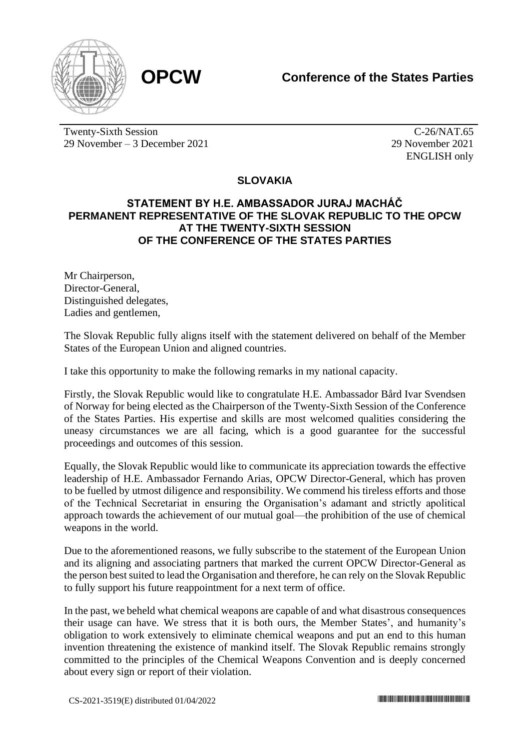**OPCW**

**Conference of the States Parties**

Twenty-Sixth Session
29 November – 3 December 2021

C-26/NAT.65
29 November 2021
ENGLISH only

## SLOVAKIA

### STATEMENT BY H.E. AMBASSADOR JURAJ MACHÁČ PERMANENT REPRESENTATIVE OF THE SLOVAK REPUBLIC TO THE OPCW AT THE TWENTY-SIXTH SESSION OF THE CONFERENCE OF THE STATES PARTIES

Mr Chairperson,
Director-General,
Distinguished delegates,
Ladies and gentlemen,

The Slovak Republic fully aligns itself with the statement delivered on behalf of the Member States of the European Union and aligned countries.

I take this opportunity to make the following remarks in my national capacity.

Firstly, the Slovak Republic would like to congratulate H.E. Ambassador Bård Ivar Svendsen of Norway for being elected as the Chairperson of the Twenty-Sixth Session of the Conference of the States Parties. His expertise and skills are most welcomed qualities considering the uneasy circumstances we are all facing, which is a good guarantee for the successful proceedings and outcomes of this session.

Equally, the Slovak Republic would like to communicate its appreciation towards the effective leadership of H.E. Ambassador Fernando Arias, OPCW Director-General, which has proven to be fuelled by utmost diligence and responsibility. We commend his tireless efforts and those of the Technical Secretariat in ensuring the Organisation's adamant and strictly apolitical approach towards the achievement of our mutual goal—the prohibition of the use of chemical weapons in the world.

Due to the aforementioned reasons, we fully subscribe to the statement of the European Union and its aligning and associating partners that marked the current OPCW Director-General as the person best suited to lead the Organisation and therefore, he can rely on the Slovak Republic to fully support his future reappointment for a next term of office.

In the past, we beheld what chemical weapons are capable of and what disastrous consequences their usage can have. We stress that it is both ours, the Member States', and humanity's obligation to work extensively to eliminate chemical weapons and put an end to this human invention threatening the existence of mankind itself. The Slovak Republic remains strongly committed to the principles of the Chemical Weapons Convention and is deeply concerned about every sign or report of their violation.

CS-2021-3519(E) distributed 01/04/2022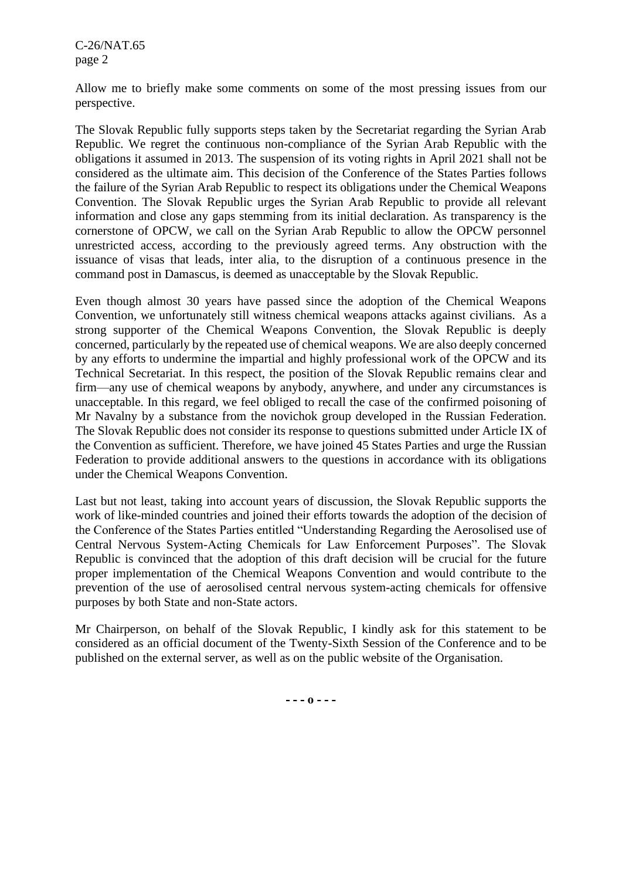Allow me to briefly make some comments on some of the most pressing issues from our perspective.

The Slovak Republic fully supports steps taken by the Secretariat regarding the Syrian Arab Republic. We regret the continuous non-compliance of the Syrian Arab Republic with the obligations it assumed in 2013. The suspension of its voting rights in April 2021 shall not be considered as the ultimate aim. This decision of the Conference of the States Parties follows the failure of the Syrian Arab Republic to respect its obligations under the Chemical Weapons Convention. The Slovak Republic urges the Syrian Arab Republic to provide all relevant information and close any gaps stemming from its initial declaration. As transparency is the cornerstone of OPCW, we call on the Syrian Arab Republic to allow the OPCW personnel unrestricted access, according to the previously agreed terms. Any obstruction with the issuance of visas that leads, inter alia, to the disruption of a continuous presence in the command post in Damascus, is deemed as unacceptable by the Slovak Republic.

Even though almost 30 years have passed since the adoption of the Chemical Weapons Convention, we unfortunately still witness chemical weapons attacks against civilians. As a strong supporter of the Chemical Weapons Convention, the Slovak Republic is deeply concerned, particularly by the repeated use of chemical weapons. We are also deeply concerned by any efforts to undermine the impartial and highly professional work of the OPCW and its Technical Secretariat. In this respect, the position of the Slovak Republic remains clear and firm—any use of chemical weapons by anybody, anywhere, and under any circumstances is unacceptable. In this regard, we feel obliged to recall the case of the confirmed poisoning of Mr Navalny by a substance from the novichok group developed in the Russian Federation. The Slovak Republic does not consider its response to questions submitted under Article IX of the Convention as sufficient. Therefore, we have joined 45 States Parties and urge the Russian Federation to provide additional answers to the questions in accordance with its obligations under the Chemical Weapons Convention.

Last but not least, taking into account years of discussion, the Slovak Republic supports the work of like-minded countries and joined their efforts towards the adoption of the decision of the Conference of the States Parties entitled "Understanding Regarding the Aerosolised use of Central Nervous System-Acting Chemicals for Law Enforcement Purposes". The Slovak Republic is convinced that the adoption of this draft decision will be crucial for the future proper implementation of the Chemical Weapons Convention and would contribute to the prevention of the use of aerosolised central nervous system-acting chemicals for offensive purposes by both State and non-State actors.

Mr Chairperson, on behalf of the Slovak Republic, I kindly ask for this statement to be considered as an official document of the Twenty-Sixth Session of the Conference and to be published on the external server, as well as on the public website of the Organisation.

**- - - o - - -**